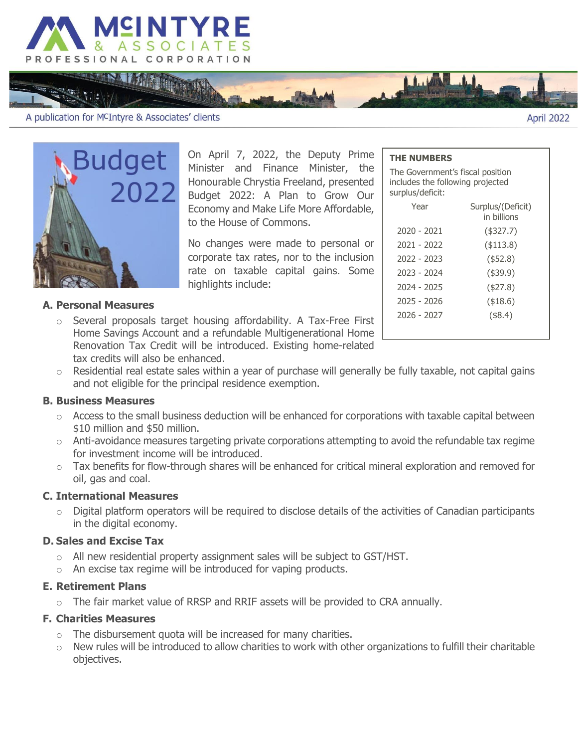# McINTYRE & ASSOCIATES PROFESSIONAL CORPORATION

A publication for McIntyre & Associates' clients

April 2022

# Budget 2022

On April 7, 2022, the Deputy Prime Minister and Finance Minister, the Honourable Chrystia Freeland, presented Budget 2022: A Plan to Grow Our Economy and Make Life More Affordable, to the House of Commons.

No changes were made to personal or corporate tax rates, nor to the inclusion rate on taxable capital gains. Some highlights include:

**THE NUMBERS**

The Government's fiscal position includes the following projected surplus/deficit:

| Year | Surplus/(Deficit) in billions |
|---|---|
| 2020 - 2021 | ($327.7) |
| 2021 - 2022 | ($113.8) |
| 2022 - 2023 | ($52.8) |
| 2023 - 2024 | ($39.9) |
| 2024 - 2025 | ($27.8) |
| 2025 - 2026 | ($18.6) |
| 2026 - 2027 | ($8.4) |

### A. Personal Measures

- Several proposals target housing affordability. A Tax-Free First Home Savings Account and a refundable Multigenerational Home Renovation Tax Credit will be introduced. Existing home-related tax credits will also be enhanced.
- Residential real estate sales within a year of purchase will generally be fully taxable, not capital gains and not eligible for the principal residence exemption.

### B. Business Measures

- Access to the small business deduction will be enhanced for corporations with taxable capital between $10 million and $50 million.
- Anti-avoidance measures targeting private corporations attempting to avoid the refundable tax regime for investment income will be introduced.
- Tax benefits for flow-through shares will be enhanced for critical mineral exploration and removed for oil, gas and coal.

### C. International Measures

- Digital platform operators will be required to disclose details of the activities of Canadian participants in the digital economy.

### D. Sales and Excise Tax

- All new residential property assignment sales will be subject to GST/HST.
- An excise tax regime will be introduced for vaping products.

### E. Retirement Plans

- The fair market value of RRSP and RRIF assets will be provided to CRA annually.

### F. Charities Measures

- The disbursement quota will be increased for many charities.
- New rules will be introduced to allow charities to work with other organizations to fulfill their charitable objectives.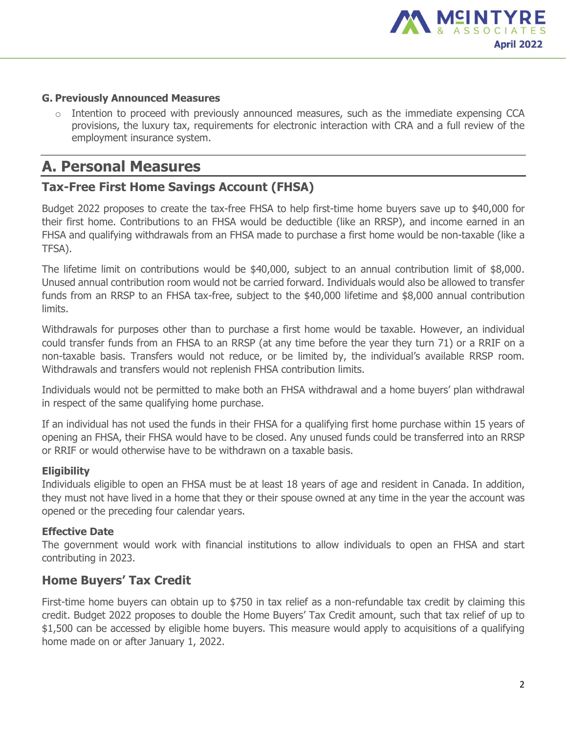**G. Previously Announced Measures**

- Intention to proceed with previously announced measures, such as the immediate expensing CCA provisions, the luxury tax, requirements for electronic interaction with CRA and a full review of the employment insurance system.

## A. Personal Measures

### Tax-Free First Home Savings Account (FHSA)

Budget 2022 proposes to create the tax-free FHSA to help first-time home buyers save up to $40,000 for their first home. Contributions to an FHSA would be deductible (like an RRSP), and income earned in an FHSA and qualifying withdrawals from an FHSA made to purchase a first home would be non-taxable (like a TFSA).

The lifetime limit on contributions would be $40,000, subject to an annual contribution limit of $8,000. Unused annual contribution room would not be carried forward. Individuals would also be allowed to transfer funds from an RRSP to an FHSA tax-free, subject to the $40,000 lifetime and $8,000 annual contribution limits.

Withdrawals for purposes other than to purchase a first home would be taxable. However, an individual could transfer funds from an FHSA to an RRSP (at any time before the year they turn 71) or a RRIF on a non-taxable basis. Transfers would not reduce, or be limited by, the individual's available RRSP room. Withdrawals and transfers would not replenish FHSA contribution limits.

Individuals would not be permitted to make both an FHSA withdrawal and a home buyers' plan withdrawal in respect of the same qualifying home purchase.

If an individual has not used the funds in their FHSA for a qualifying first home purchase within 15 years of opening an FHSA, their FHSA would have to be closed. Any unused funds could be transferred into an RRSP or RRIF or would otherwise have to be withdrawn on a taxable basis.

**Eligibility**
Individuals eligible to open an FHSA must be at least 18 years of age and resident in Canada. In addition, they must not have lived in a home that they or their spouse owned at any time in the year the account was opened or the preceding four calendar years.

**Effective Date**
The government would work with financial institutions to allow individuals to open an FHSA and start contributing in 2023.

### Home Buyers' Tax Credit

First-time home buyers can obtain up to $750 in tax relief as a non-refundable tax credit by claiming this credit. Budget 2022 proposes to double the Home Buyers' Tax Credit amount, such that tax relief of up to $1,500 can be accessed by eligible home buyers. This measure would apply to acquisitions of a qualifying home made on or after January 1, 2022.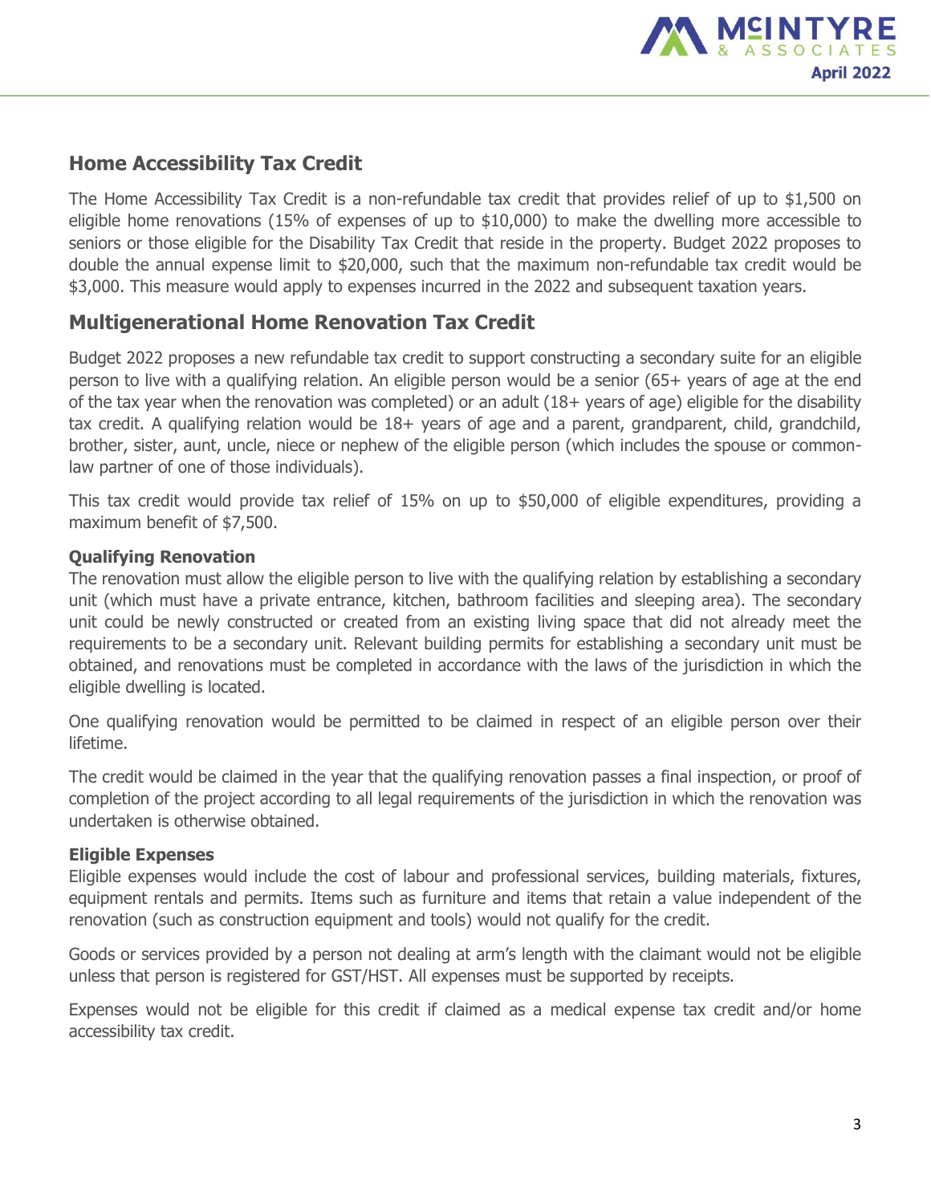## Home Accessibility Tax Credit

The Home Accessibility Tax Credit is a non-refundable tax credit that provides relief of up to $1,500 on eligible home renovations (15% of expenses of up to $10,000) to make the dwelling more accessible to seniors or those eligible for the Disability Tax Credit that reside in the property. Budget 2022 proposes to double the annual expense limit to $20,000, such that the maximum non-refundable tax credit would be $3,000. This measure would apply to expenses incurred in the 2022 and subsequent taxation years.

## Multigenerational Home Renovation Tax Credit

Budget 2022 proposes a new refundable tax credit to support constructing a secondary suite for an eligible person to live with a qualifying relation. An eligible person would be a senior (65+ years of age at the end of the tax year when the renovation was completed) or an adult (18+ years of age) eligible for the disability tax credit. A qualifying relation would be 18+ years of age and a parent, grandparent, child, grandchild, brother, sister, aunt, uncle, niece or nephew of the eligible person (which includes the spouse or common-law partner of one of those individuals).

This tax credit would provide tax relief of 15% on up to $50,000 of eligible expenditures, providing a maximum benefit of $7,500.

**Qualifying Renovation**

The renovation must allow the eligible person to live with the qualifying relation by establishing a secondary unit (which must have a private entrance, kitchen, bathroom facilities and sleeping area). The secondary unit could be newly constructed or created from an existing living space that did not already meet the requirements to be a secondary unit. Relevant building permits for establishing a secondary unit must be obtained, and renovations must be completed in accordance with the laws of the jurisdiction in which the eligible dwelling is located.

One qualifying renovation would be permitted to be claimed in respect of an eligible person over their lifetime.

The credit would be claimed in the year that the qualifying renovation passes a final inspection, or proof of completion of the project according to all legal requirements of the jurisdiction in which the renovation was undertaken is otherwise obtained.

**Eligible Expenses**

Eligible expenses would include the cost of labour and professional services, building materials, fixtures, equipment rentals and permits. Items such as furniture and items that retain a value independent of the renovation (such as construction equipment and tools) would not qualify for the credit.

Goods or services provided by a person not dealing at arm's length with the claimant would not be eligible unless that person is registered for GST/HST. All expenses must be supported by receipts.

Expenses would not be eligible for this credit if claimed as a medical expense tax credit and/or home accessibility tax credit.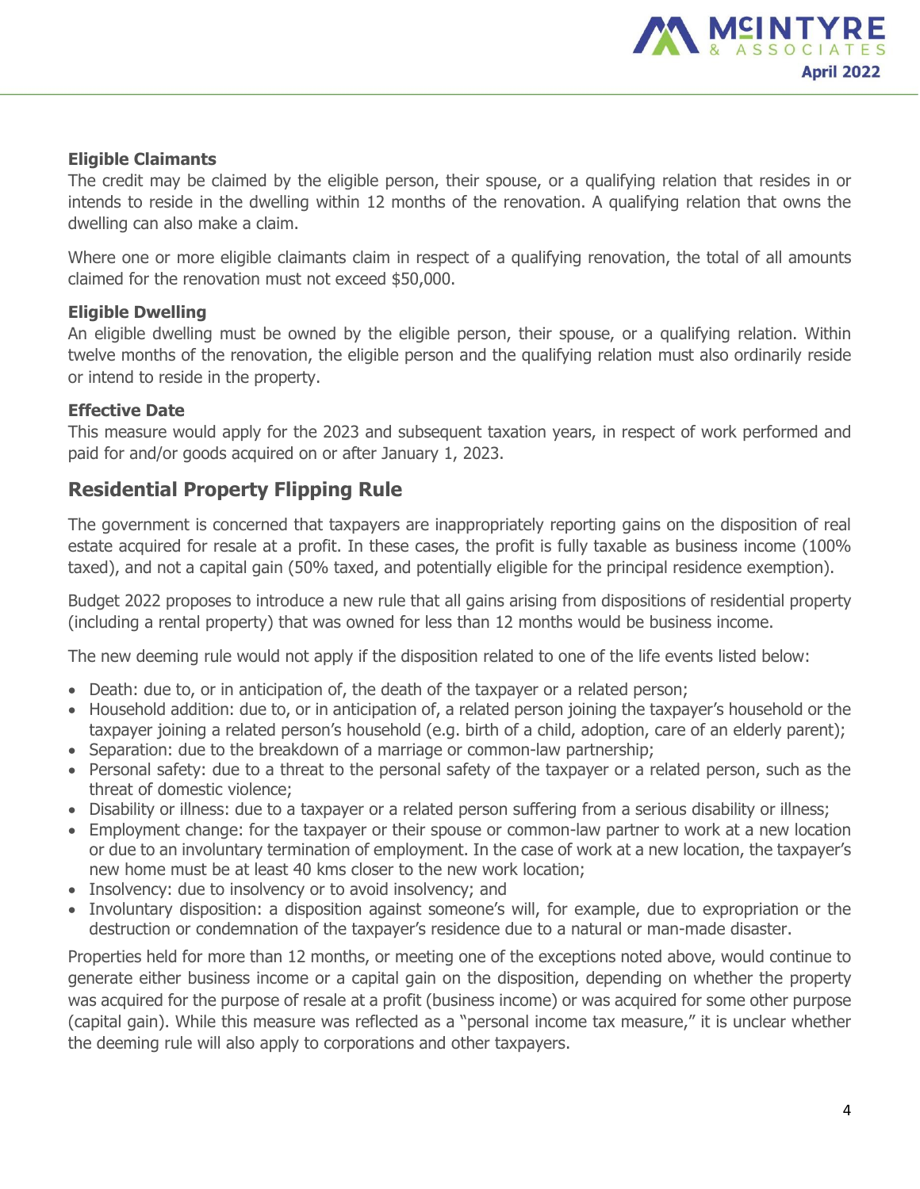**Eligible Claimants**

The credit may be claimed by the eligible person, their spouse, or a qualifying relation that resides in or intends to reside in the dwelling within 12 months of the renovation. A qualifying relation that owns the dwelling can also make a claim.

Where one or more eligible claimants claim in respect of a qualifying renovation, the total of all amounts claimed for the renovation must not exceed $50,000.

**Eligible Dwelling**

An eligible dwelling must be owned by the eligible person, their spouse, or a qualifying relation. Within twelve months of the renovation, the eligible person and the qualifying relation must also ordinarily reside or intend to reside in the property.

**Effective Date**

This measure would apply for the 2023 and subsequent taxation years, in respect of work performed and paid for and/or goods acquired on or after January 1, 2023.

## Residential Property Flipping Rule

The government is concerned that taxpayers are inappropriately reporting gains on the disposition of real estate acquired for resale at a profit. In these cases, the profit is fully taxable as business income (100% taxed), and not a capital gain (50% taxed, and potentially eligible for the principal residence exemption).

Budget 2022 proposes to introduce a new rule that all gains arising from dispositions of residential property (including a rental property) that was owned for less than 12 months would be business income.

The new deeming rule would not apply if the disposition related to one of the life events listed below:

- Death: due to, or in anticipation of, the death of the taxpayer or a related person;
- Household addition: due to, or in anticipation of, a related person joining the taxpayer's household or the taxpayer joining a related person's household (e.g. birth of a child, adoption, care of an elderly parent);
- Separation: due to the breakdown of a marriage or common-law partnership;
- Personal safety: due to a threat to the personal safety of the taxpayer or a related person, such as the threat of domestic violence;
- Disability or illness: due to a taxpayer or a related person suffering from a serious disability or illness;
- Employment change: for the taxpayer or their spouse or common-law partner to work at a new location or due to an involuntary termination of employment. In the case of work at a new location, the taxpayer's new home must be at least 40 kms closer to the new work location;
- Insolvency: due to insolvency or to avoid insolvency; and
- Involuntary disposition: a disposition against someone's will, for example, due to expropriation or the destruction or condemnation of the taxpayer's residence due to a natural or man-made disaster.

Properties held for more than 12 months, or meeting one of the exceptions noted above, would continue to generate either business income or a capital gain on the disposition, depending on whether the property was acquired for the purpose of resale at a profit (business income) or was acquired for some other purpose (capital gain). While this measure was reflected as a "personal income tax measure," it is unclear whether the deeming rule will also apply to corporations and other taxpayers.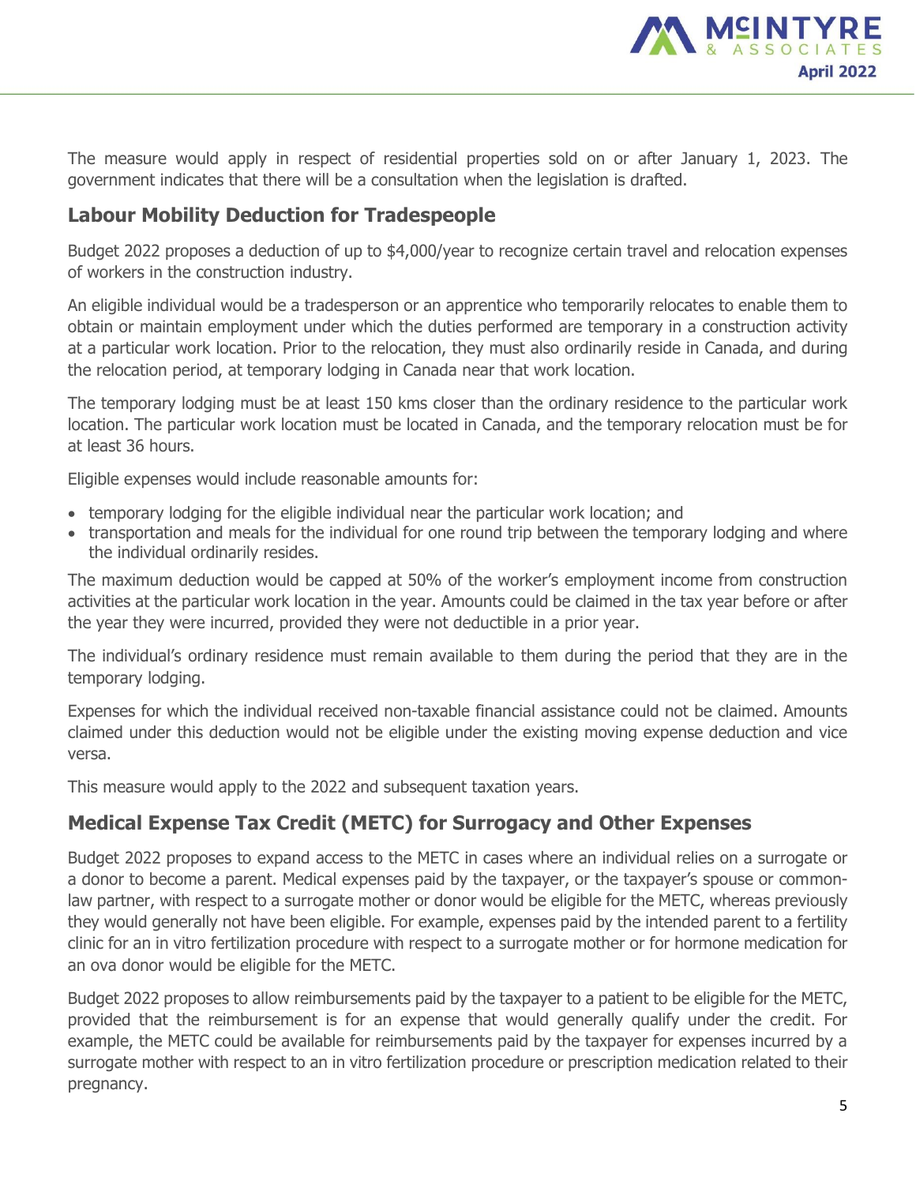The measure would apply in respect of residential properties sold on or after January 1, 2023. The government indicates that there will be a consultation when the legislation is drafted.

## Labour Mobility Deduction for Tradespeople

Budget 2022 proposes a deduction of up to $4,000/year to recognize certain travel and relocation expenses of workers in the construction industry.

An eligible individual would be a tradesperson or an apprentice who temporarily relocates to enable them to obtain or maintain employment under which the duties performed are temporary in a construction activity at a particular work location. Prior to the relocation, they must also ordinarily reside in Canada, and during the relocation period, at temporary lodging in Canada near that work location.

The temporary lodging must be at least 150 kms closer than the ordinary residence to the particular work location. The particular work location must be located in Canada, and the temporary relocation must be for at least 36 hours.

Eligible expenses would include reasonable amounts for:

- temporary lodging for the eligible individual near the particular work location; and
- transportation and meals for the individual for one round trip between the temporary lodging and where the individual ordinarily resides.

The maximum deduction would be capped at 50% of the worker's employment income from construction activities at the particular work location in the year. Amounts could be claimed in the tax year before or after the year they were incurred, provided they were not deductible in a prior year.

The individual's ordinary residence must remain available to them during the period that they are in the temporary lodging.

Expenses for which the individual received non-taxable financial assistance could not be claimed. Amounts claimed under this deduction would not be eligible under the existing moving expense deduction and vice versa.

This measure would apply to the 2022 and subsequent taxation years.

## Medical Expense Tax Credit (METC) for Surrogacy and Other Expenses

Budget 2022 proposes to expand access to the METC in cases where an individual relies on a surrogate or a donor to become a parent. Medical expenses paid by the taxpayer, or the taxpayer's spouse or common-law partner, with respect to a surrogate mother or donor would be eligible for the METC, whereas previously they would generally not have been eligible. For example, expenses paid by the intended parent to a fertility clinic for an in vitro fertilization procedure with respect to a surrogate mother or for hormone medication for an ova donor would be eligible for the METC.

Budget 2022 proposes to allow reimbursements paid by the taxpayer to a patient to be eligible for the METC, provided that the reimbursement is for an expense that would generally qualify under the credit. For example, the METC could be available for reimbursements paid by the taxpayer for expenses incurred by a surrogate mother with respect to an in vitro fertilization procedure or prescription medication related to their pregnancy.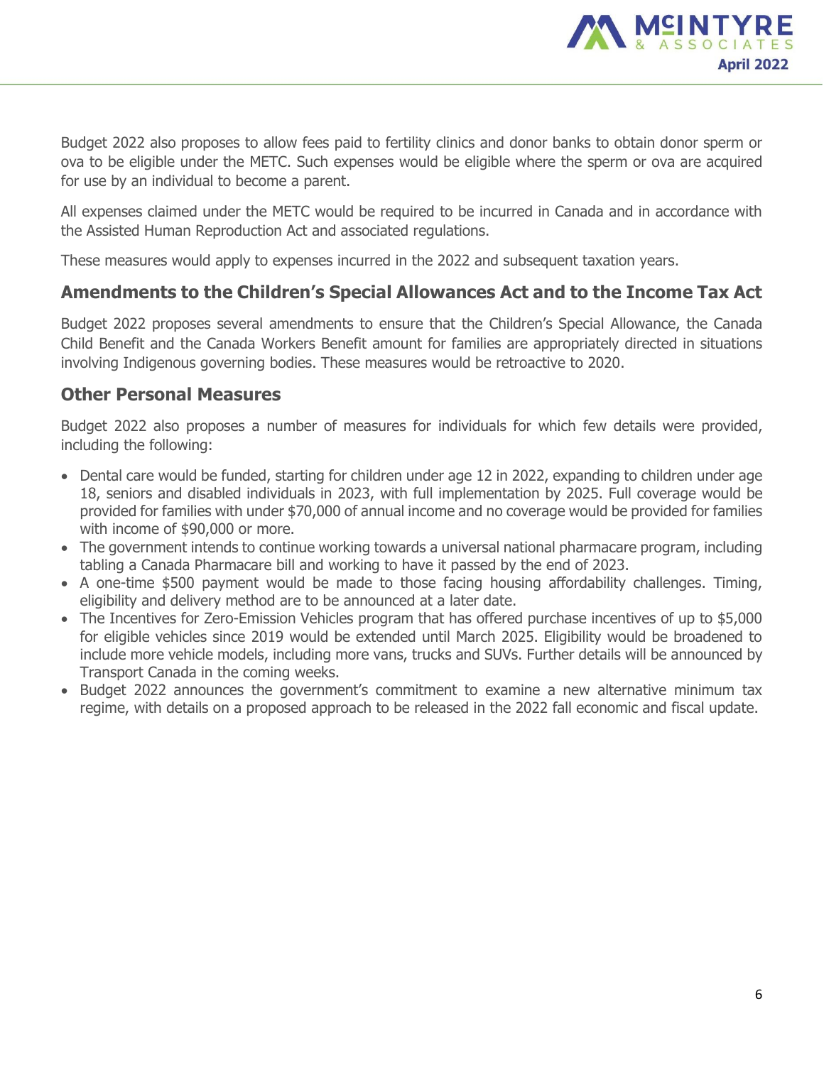Budget 2022 also proposes to allow fees paid to fertility clinics and donor banks to obtain donor sperm or ova to be eligible under the METC. Such expenses would be eligible where the sperm or ova are acquired for use by an individual to become a parent.

All expenses claimed under the METC would be required to be incurred in Canada and in accordance with the Assisted Human Reproduction Act and associated regulations.

These measures would apply to expenses incurred in the 2022 and subsequent taxation years.

## Amendments to the Children's Special Allowances Act and to the Income Tax Act

Budget 2022 proposes several amendments to ensure that the Children's Special Allowance, the Canada Child Benefit and the Canada Workers Benefit amount for families are appropriately directed in situations involving Indigenous governing bodies. These measures would be retroactive to 2020.

## Other Personal Measures

Budget 2022 also proposes a number of measures for individuals for which few details were provided, including the following:

- Dental care would be funded, starting for children under age 12 in 2022, expanding to children under age 18, seniors and disabled individuals in 2023, with full implementation by 2025. Full coverage would be provided for families with under $70,000 of annual income and no coverage would be provided for families with income of $90,000 or more.
- The government intends to continue working towards a universal national pharmacare program, including tabling a Canada Pharmacare bill and working to have it passed by the end of 2023.
- A one-time $500 payment would be made to those facing housing affordability challenges. Timing, eligibility and delivery method are to be announced at a later date.
- The Incentives for Zero-Emission Vehicles program that has offered purchase incentives of up to $5,000 for eligible vehicles since 2019 would be extended until March 2025. Eligibility would be broadened to include more vehicle models, including more vans, trucks and SUVs. Further details will be announced by Transport Canada in the coming weeks.
- Budget 2022 announces the government's commitment to examine a new alternative minimum tax regime, with details on a proposed approach to be released in the 2022 fall economic and fiscal update.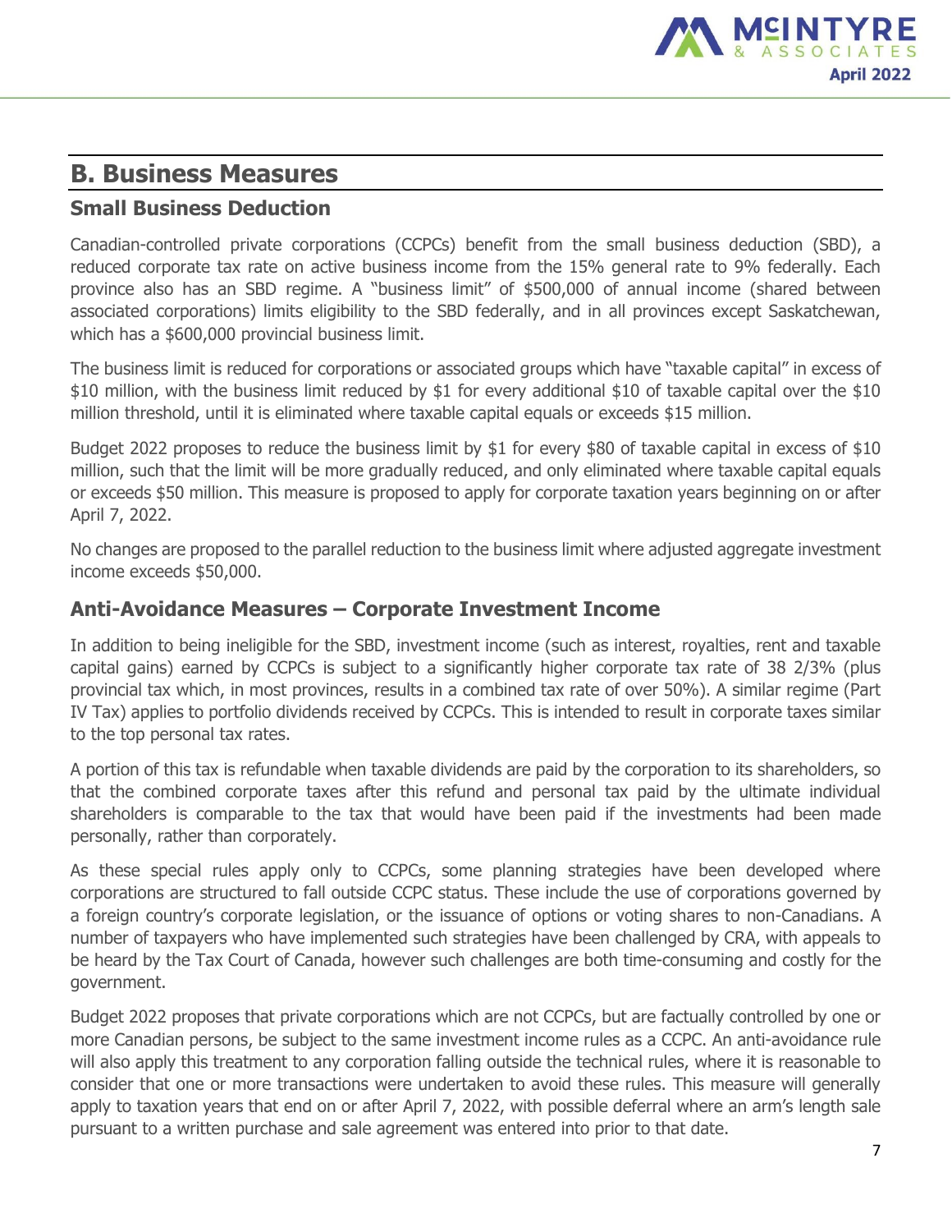# B. Business Measures

## Small Business Deduction

Canadian-controlled private corporations (CCPCs) benefit from the small business deduction (SBD), a reduced corporate tax rate on active business income from the 15% general rate to 9% federally. Each province also has an SBD regime. A "business limit" of $500,000 of annual income (shared between associated corporations) limits eligibility to the SBD federally, and in all provinces except Saskatchewan, which has a $600,000 provincial business limit.

The business limit is reduced for corporations or associated groups which have "taxable capital" in excess of $10 million, with the business limit reduced by $1 for every additional $10 of taxable capital over the $10 million threshold, until it is eliminated where taxable capital equals or exceeds $15 million.

Budget 2022 proposes to reduce the business limit by $1 for every $80 of taxable capital in excess of $10 million, such that the limit will be more gradually reduced, and only eliminated where taxable capital equals or exceeds $50 million. This measure is proposed to apply for corporate taxation years beginning on or after April 7, 2022.

No changes are proposed to the parallel reduction to the business limit where adjusted aggregate investment income exceeds $50,000.

## Anti-Avoidance Measures – Corporate Investment Income

In addition to being ineligible for the SBD, investment income (such as interest, royalties, rent and taxable capital gains) earned by CCPCs is subject to a significantly higher corporate tax rate of 38 2/3% (plus provincial tax which, in most provinces, results in a combined tax rate of over 50%). A similar regime (Part IV Tax) applies to portfolio dividends received by CCPCs. This is intended to result in corporate taxes similar to the top personal tax rates.

A portion of this tax is refundable when taxable dividends are paid by the corporation to its shareholders, so that the combined corporate taxes after this refund and personal tax paid by the ultimate individual shareholders is comparable to the tax that would have been paid if the investments had been made personally, rather than corporately.

As these special rules apply only to CCPCs, some planning strategies have been developed where corporations are structured to fall outside CCPC status. These include the use of corporations governed by a foreign country's corporate legislation, or the issuance of options or voting shares to non-Canadians. A number of taxpayers who have implemented such strategies have been challenged by CRA, with appeals to be heard by the Tax Court of Canada, however such challenges are both time-consuming and costly for the government.

Budget 2022 proposes that private corporations which are not CCPCs, but are factually controlled by one or more Canadian persons, be subject to the same investment income rules as a CCPC. An anti-avoidance rule will also apply this treatment to any corporation falling outside the technical rules, where it is reasonable to consider that one or more transactions were undertaken to avoid these rules. This measure will generally apply to taxation years that end on or after April 7, 2022, with possible deferral where an arm's length sale pursuant to a written purchase and sale agreement was entered into prior to that date.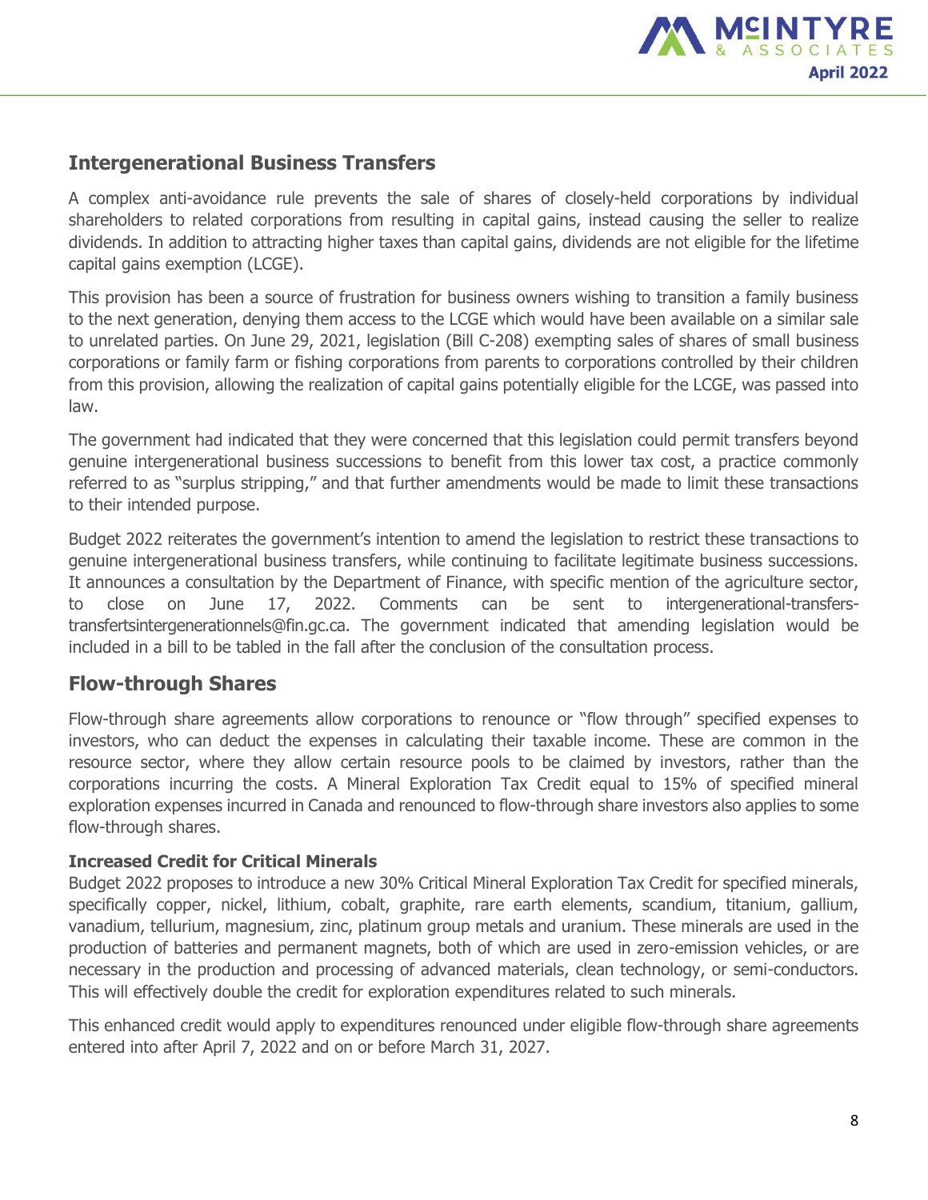## Intergenerational Business Transfers

A complex anti-avoidance rule prevents the sale of shares of closely-held corporations by individual shareholders to related corporations from resulting in capital gains, instead causing the seller to realize dividends. In addition to attracting higher taxes than capital gains, dividends are not eligible for the lifetime capital gains exemption (LCGE).

This provision has been a source of frustration for business owners wishing to transition a family business to the next generation, denying them access to the LCGE which would have been available on a similar sale to unrelated parties. On June 29, 2021, legislation (Bill C-208) exempting sales of shares of small business corporations or family farm or fishing corporations from parents to corporations controlled by their children from this provision, allowing the realization of capital gains potentially eligible for the LCGE, was passed into law.

The government had indicated that they were concerned that this legislation could permit transfers beyond genuine intergenerational business successions to benefit from this lower tax cost, a practice commonly referred to as "surplus stripping," and that further amendments would be made to limit these transactions to their intended purpose.

Budget 2022 reiterates the government's intention to amend the legislation to restrict these transactions to genuine intergenerational business transfers, while continuing to facilitate legitimate business successions. It announces a consultation by the Department of Finance, with specific mention of the agriculture sector, to close on June 17, 2022. Comments can be sent to intergenerational-transfers-transfertsintergenerationnels@fin.gc.ca. The government indicated that amending legislation would be included in a bill to be tabled in the fall after the conclusion of the consultation process.

## Flow-through Shares

Flow-through share agreements allow corporations to renounce or "flow through" specified expenses to investors, who can deduct the expenses in calculating their taxable income. These are common in the resource sector, where they allow certain resource pools to be claimed by investors, rather than the corporations incurring the costs. A Mineral Exploration Tax Credit equal to 15% of specified mineral exploration expenses incurred in Canada and renounced to flow-through share investors also applies to some flow-through shares.

### Increased Credit for Critical Minerals

Budget 2022 proposes to introduce a new 30% Critical Mineral Exploration Tax Credit for specified minerals, specifically copper, nickel, lithium, cobalt, graphite, rare earth elements, scandium, titanium, gallium, vanadium, tellurium, magnesium, zinc, platinum group metals and uranium. These minerals are used in the production of batteries and permanent magnets, both of which are used in zero-emission vehicles, or are necessary in the production and processing of advanced materials, clean technology, or semi-conductors. This will effectively double the credit for exploration expenditures related to such minerals.

This enhanced credit would apply to expenditures renounced under eligible flow-through share agreements entered into after April 7, 2022 and on or before March 31, 2027.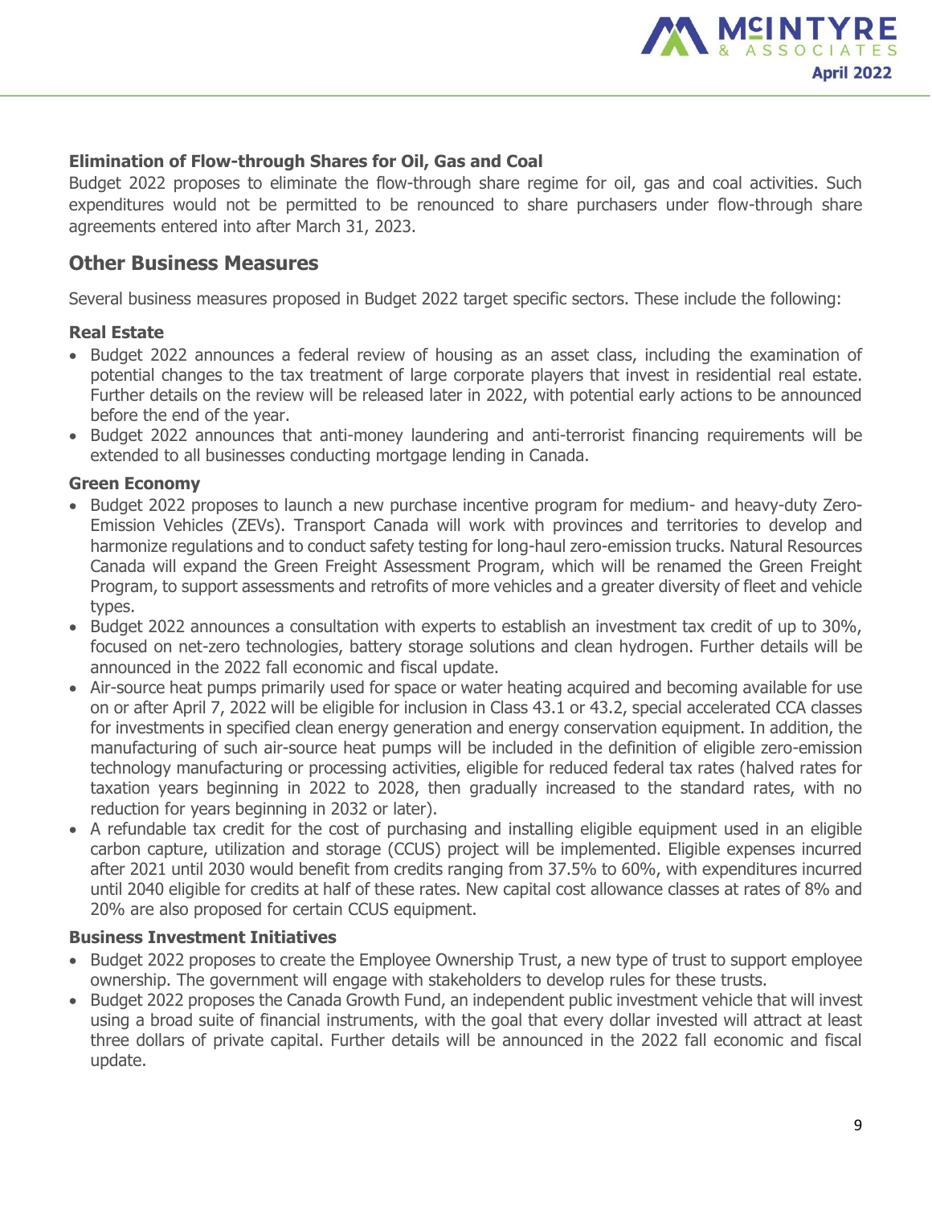### Elimination of Flow-through Shares for Oil, Gas and Coal

Budget 2022 proposes to eliminate the flow-through share regime for oil, gas and coal activities. Such expenditures would not be permitted to be renounced to share purchasers under flow-through share agreements entered into after March 31, 2023.

## Other Business Measures

Several business measures proposed in Budget 2022 target specific sectors. These include the following:

### Real Estate

- Budget 2022 announces a federal review of housing as an asset class, including the examination of potential changes to the tax treatment of large corporate players that invest in residential real estate. Further details on the review will be released later in 2022, with potential early actions to be announced before the end of the year.
- Budget 2022 announces that anti-money laundering and anti-terrorist financing requirements will be extended to all businesses conducting mortgage lending in Canada.

### Green Economy

- Budget 2022 proposes to launch a new purchase incentive program for medium- and heavy-duty Zero-Emission Vehicles (ZEVs). Transport Canada will work with provinces and territories to develop and harmonize regulations and to conduct safety testing for long-haul zero-emission trucks. Natural Resources Canada will expand the Green Freight Assessment Program, which will be renamed the Green Freight Program, to support assessments and retrofits of more vehicles and a greater diversity of fleet and vehicle types.
- Budget 2022 announces a consultation with experts to establish an investment tax credit of up to 30%, focused on net-zero technologies, battery storage solutions and clean hydrogen. Further details will be announced in the 2022 fall economic and fiscal update.
- Air-source heat pumps primarily used for space or water heating acquired and becoming available for use on or after April 7, 2022 will be eligible for inclusion in Class 43.1 or 43.2, special accelerated CCA classes for investments in specified clean energy generation and energy conservation equipment. In addition, the manufacturing of such air-source heat pumps will be included in the definition of eligible zero-emission technology manufacturing or processing activities, eligible for reduced federal tax rates (halved rates for taxation years beginning in 2022 to 2028, then gradually increased to the standard rates, with no reduction for years beginning in 2032 or later).
- A refundable tax credit for the cost of purchasing and installing eligible equipment used in an eligible carbon capture, utilization and storage (CCUS) project will be implemented. Eligible expenses incurred after 2021 until 2030 would benefit from credits ranging from 37.5% to 60%, with expenditures incurred until 2040 eligible for credits at half of these rates. New capital cost allowance classes at rates of 8% and 20% are also proposed for certain CCUS equipment.

### Business Investment Initiatives

- Budget 2022 proposes to create the Employee Ownership Trust, a new type of trust to support employee ownership. The government will engage with stakeholders to develop rules for these trusts.
- Budget 2022 proposes the Canada Growth Fund, an independent public investment vehicle that will invest using a broad suite of financial instruments, with the goal that every dollar invested will attract at least three dollars of private capital. Further details will be announced in the 2022 fall economic and fiscal update.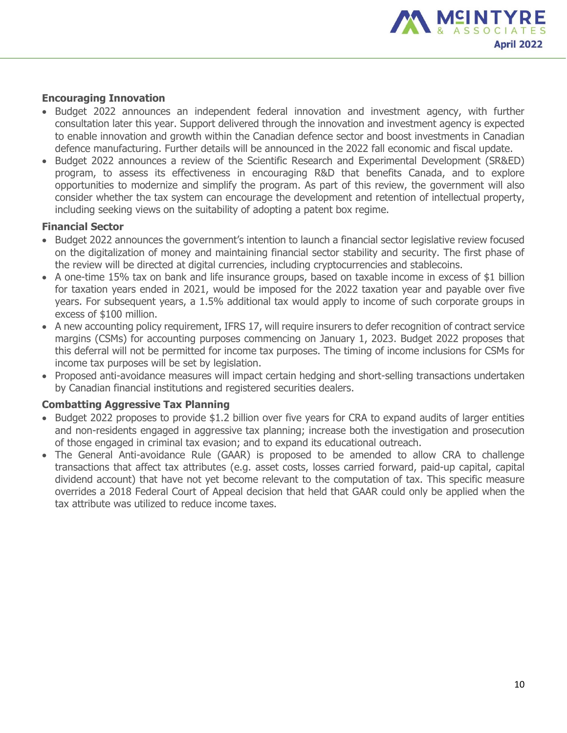**Encouraging Innovation**

- Budget 2022 announces an independent federal innovation and investment agency, with further consultation later this year. Support delivered through the innovation and investment agency is expected to enable innovation and growth within the Canadian defence sector and boost investments in Canadian defence manufacturing. Further details will be announced in the 2022 fall economic and fiscal update.
- Budget 2022 announces a review of the Scientific Research and Experimental Development (SR&ED) program, to assess its effectiveness in encouraging R&D that benefits Canada, and to explore opportunities to modernize and simplify the program. As part of this review, the government will also consider whether the tax system can encourage the development and retention of intellectual property, including seeking views on the suitability of adopting a patent box regime.

**Financial Sector**

- Budget 2022 announces the government's intention to launch a financial sector legislative review focused on the digitalization of money and maintaining financial sector stability and security. The first phase of the review will be directed at digital currencies, including cryptocurrencies and stablecoins.
- A one-time 15% tax on bank and life insurance groups, based on taxable income in excess of $1 billion for taxation years ended in 2021, would be imposed for the 2022 taxation year and payable over five years. For subsequent years, a 1.5% additional tax would apply to income of such corporate groups in excess of $100 million.
- A new accounting policy requirement, IFRS 17, will require insurers to defer recognition of contract service margins (CSMs) for accounting purposes commencing on January 1, 2023. Budget 2022 proposes that this deferral will not be permitted for income tax purposes. The timing of income inclusions for CSMs for income tax purposes will be set by legislation.
- Proposed anti-avoidance measures will impact certain hedging and short-selling transactions undertaken by Canadian financial institutions and registered securities dealers.

**Combatting Aggressive Tax Planning**

- Budget 2022 proposes to provide $1.2 billion over five years for CRA to expand audits of larger entities and non-residents engaged in aggressive tax planning; increase both the investigation and prosecution of those engaged in criminal tax evasion; and to expand its educational outreach.
- The General Anti-avoidance Rule (GAAR) is proposed to be amended to allow CRA to challenge transactions that affect tax attributes (e.g. asset costs, losses carried forward, paid-up capital, capital dividend account) that have not yet become relevant to the computation of tax. This specific measure overrides a 2018 Federal Court of Appeal decision that held that GAAR could only be applied when the tax attribute was utilized to reduce income taxes.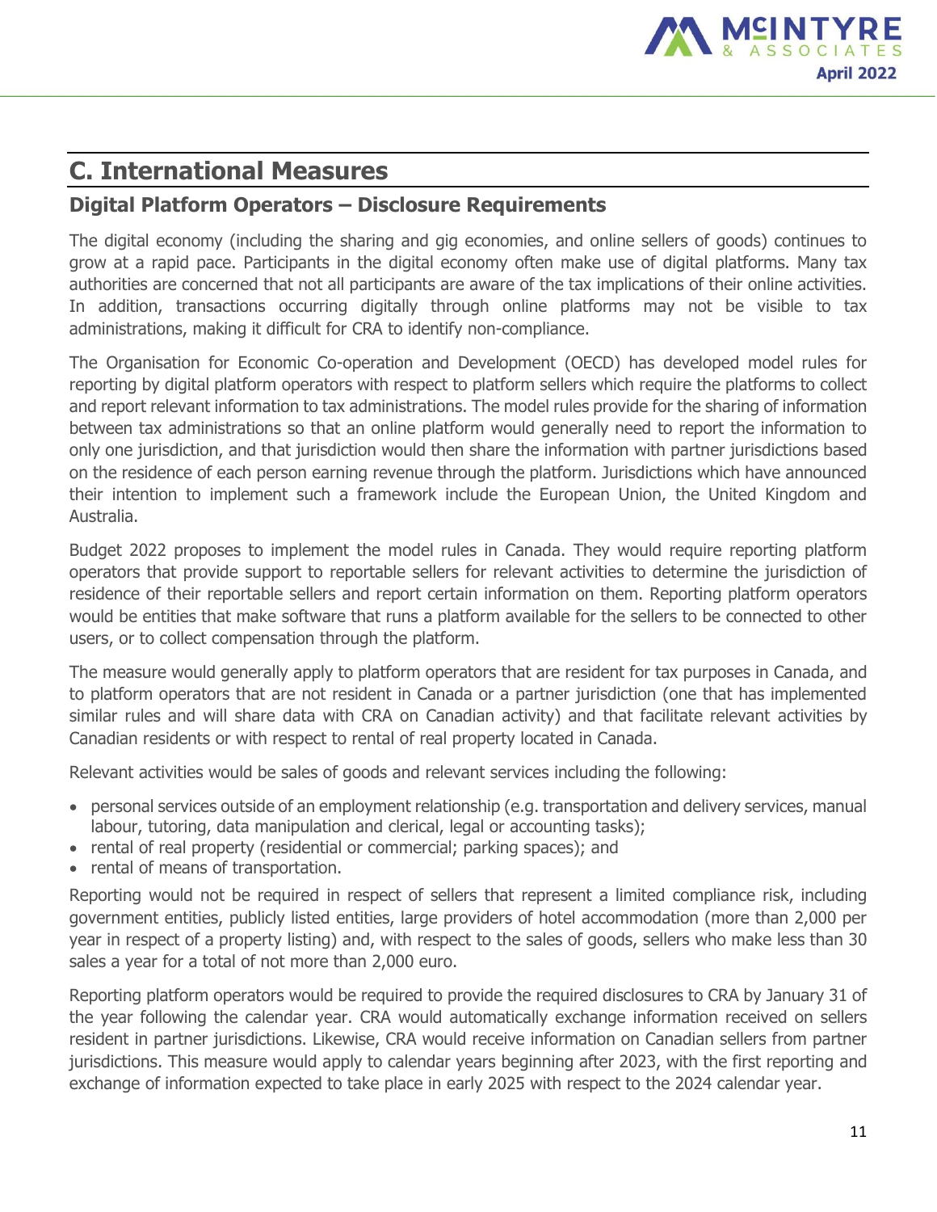## C. International Measures

### Digital Platform Operators – Disclosure Requirements

The digital economy (including the sharing and gig economies, and online sellers of goods) continues to grow at a rapid pace. Participants in the digital economy often make use of digital platforms. Many tax authorities are concerned that not all participants are aware of the tax implications of their online activities. In addition, transactions occurring digitally through online platforms may not be visible to tax administrations, making it difficult for CRA to identify non-compliance.

The Organisation for Economic Co-operation and Development (OECD) has developed model rules for reporting by digital platform operators with respect to platform sellers which require the platforms to collect and report relevant information to tax administrations. The model rules provide for the sharing of information between tax administrations so that an online platform would generally need to report the information to only one jurisdiction, and that jurisdiction would then share the information with partner jurisdictions based on the residence of each person earning revenue through the platform. Jurisdictions which have announced their intention to implement such a framework include the European Union, the United Kingdom and Australia.

Budget 2022 proposes to implement the model rules in Canada. They would require reporting platform operators that provide support to reportable sellers for relevant activities to determine the jurisdiction of residence of their reportable sellers and report certain information on them. Reporting platform operators would be entities that make software that runs a platform available for the sellers to be connected to other users, or to collect compensation through the platform.

The measure would generally apply to platform operators that are resident for tax purposes in Canada, and to platform operators that are not resident in Canada or a partner jurisdiction (one that has implemented similar rules and will share data with CRA on Canadian activity) and that facilitate relevant activities by Canadian residents or with respect to rental of real property located in Canada.

Relevant activities would be sales of goods and relevant services including the following:

- personal services outside of an employment relationship (e.g. transportation and delivery services, manual labour, tutoring, data manipulation and clerical, legal or accounting tasks);
- rental of real property (residential or commercial; parking spaces); and
- rental of means of transportation.

Reporting would not be required in respect of sellers that represent a limited compliance risk, including government entities, publicly listed entities, large providers of hotel accommodation (more than 2,000 per year in respect of a property listing) and, with respect to the sales of goods, sellers who make less than 30 sales a year for a total of not more than 2,000 euro.

Reporting platform operators would be required to provide the required disclosures to CRA by January 31 of the year following the calendar year. CRA would automatically exchange information received on sellers resident in partner jurisdictions. Likewise, CRA would receive information on Canadian sellers from partner jurisdictions. This measure would apply to calendar years beginning after 2023, with the first reporting and exchange of information expected to take place in early 2025 with respect to the 2024 calendar year.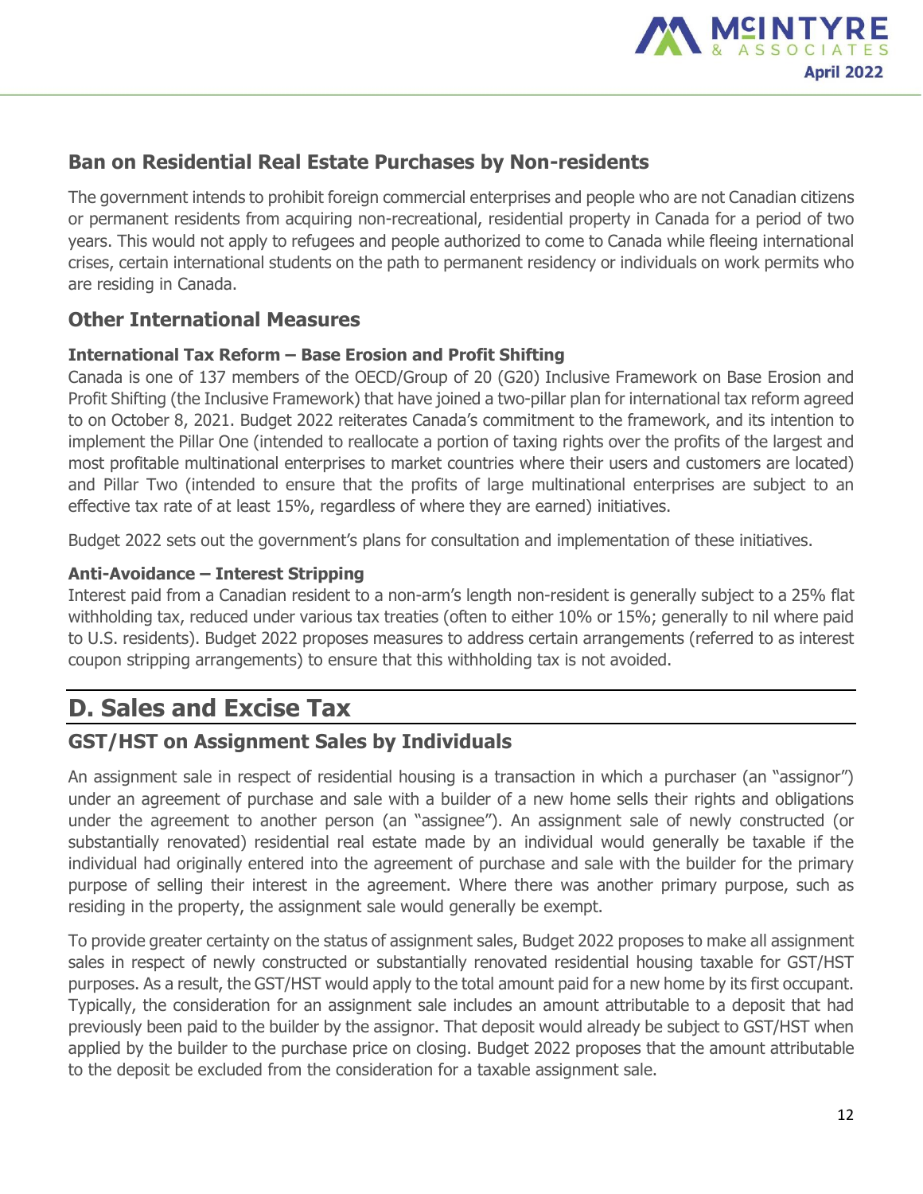## Ban on Residential Real Estate Purchases by Non-residents

The government intends to prohibit foreign commercial enterprises and people who are not Canadian citizens or permanent residents from acquiring non-recreational, residential property in Canada for a period of two years. This would not apply to refugees and people authorized to come to Canada while fleeing international crises, certain international students on the path to permanent residency or individuals on work permits who are residing in Canada.

## Other International Measures

**International Tax Reform – Base Erosion and Profit Shifting**

Canada is one of 137 members of the OECD/Group of 20 (G20) Inclusive Framework on Base Erosion and Profit Shifting (the Inclusive Framework) that have joined a two-pillar plan for international tax reform agreed to on October 8, 2021. Budget 2022 reiterates Canada's commitment to the framework, and its intention to implement the Pillar One (intended to reallocate a portion of taxing rights over the profits of the largest and most profitable multinational enterprises to market countries where their users and customers are located) and Pillar Two (intended to ensure that the profits of large multinational enterprises are subject to an effective tax rate of at least 15%, regardless of where they are earned) initiatives.

Budget 2022 sets out the government's plans for consultation and implementation of these initiatives.

**Anti-Avoidance – Interest Stripping**

Interest paid from a Canadian resident to a non-arm's length non-resident is generally subject to a 25% flat withholding tax, reduced under various tax treaties (often to either 10% or 15%; generally to nil where paid to U.S. residents). Budget 2022 proposes measures to address certain arrangements (referred to as interest coupon stripping arrangements) to ensure that this withholding tax is not avoided.

# D. Sales and Excise Tax

## GST/HST on Assignment Sales by Individuals

An assignment sale in respect of residential housing is a transaction in which a purchaser (an "assignor") under an agreement of purchase and sale with a builder of a new home sells their rights and obligations under the agreement to another person (an "assignee"). An assignment sale of newly constructed (or substantially renovated) residential real estate made by an individual would generally be taxable if the individual had originally entered into the agreement of purchase and sale with the builder for the primary purpose of selling their interest in the agreement. Where there was another primary purpose, such as residing in the property, the assignment sale would generally be exempt.

To provide greater certainty on the status of assignment sales, Budget 2022 proposes to make all assignment sales in respect of newly constructed or substantially renovated residential housing taxable for GST/HST purposes. As a result, the GST/HST would apply to the total amount paid for a new home by its first occupant. Typically, the consideration for an assignment sale includes an amount attributable to a deposit that had previously been paid to the builder by the assignor. That deposit would already be subject to GST/HST when applied by the builder to the purchase price on closing. Budget 2022 proposes that the amount attributable to the deposit be excluded from the consideration for a taxable assignment sale.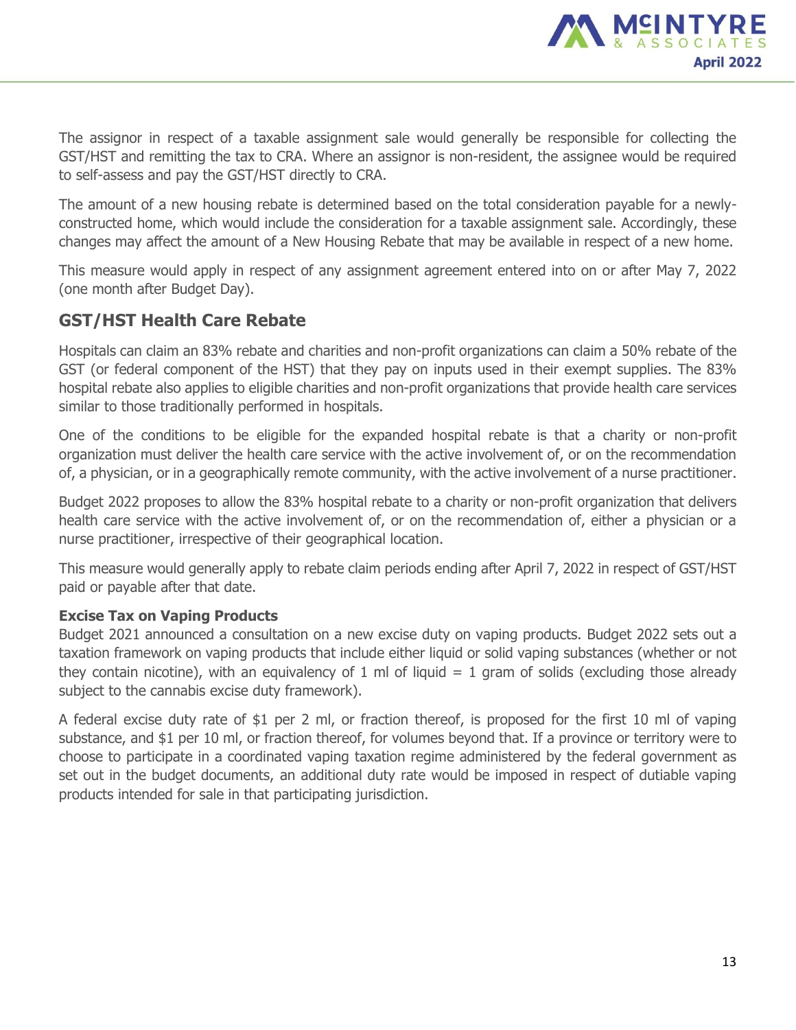The assignor in respect of a taxable assignment sale would generally be responsible for collecting the GST/HST and remitting the tax to CRA. Where an assignor is non-resident, the assignee would be required to self-assess and pay the GST/HST directly to CRA.

The amount of a new housing rebate is determined based on the total consideration payable for a newly-constructed home, which would include the consideration for a taxable assignment sale. Accordingly, these changes may affect the amount of a New Housing Rebate that may be available in respect of a new home.

This measure would apply in respect of any assignment agreement entered into on or after May 7, 2022 (one month after Budget Day).

## GST/HST Health Care Rebate

Hospitals can claim an 83% rebate and charities and non-profit organizations can claim a 50% rebate of the GST (or federal component of the HST) that they pay on inputs used in their exempt supplies. The 83% hospital rebate also applies to eligible charities and non-profit organizations that provide health care services similar to those traditionally performed in hospitals.

One of the conditions to be eligible for the expanded hospital rebate is that a charity or non-profit organization must deliver the health care service with the active involvement of, or on the recommendation of, a physician, or in a geographically remote community, with the active involvement of a nurse practitioner.

Budget 2022 proposes to allow the 83% hospital rebate to a charity or non-profit organization that delivers health care service with the active involvement of, or on the recommendation of, either a physician or a nurse practitioner, irrespective of their geographical location.

This measure would generally apply to rebate claim periods ending after April 7, 2022 in respect of GST/HST paid or payable after that date.

**Excise Tax on Vaping Products**

Budget 2021 announced a consultation on a new excise duty on vaping products. Budget 2022 sets out a taxation framework on vaping products that include either liquid or solid vaping substances (whether or not they contain nicotine), with an equivalency of 1 ml of liquid = 1 gram of solids (excluding those already subject to the cannabis excise duty framework).

A federal excise duty rate of $1 per 2 ml, or fraction thereof, is proposed for the first 10 ml of vaping substance, and $1 per 10 ml, or fraction thereof, for volumes beyond that. If a province or territory were to choose to participate in a coordinated vaping taxation regime administered by the federal government as set out in the budget documents, an additional duty rate would be imposed in respect of dutiable vaping products intended for sale in that participating jurisdiction.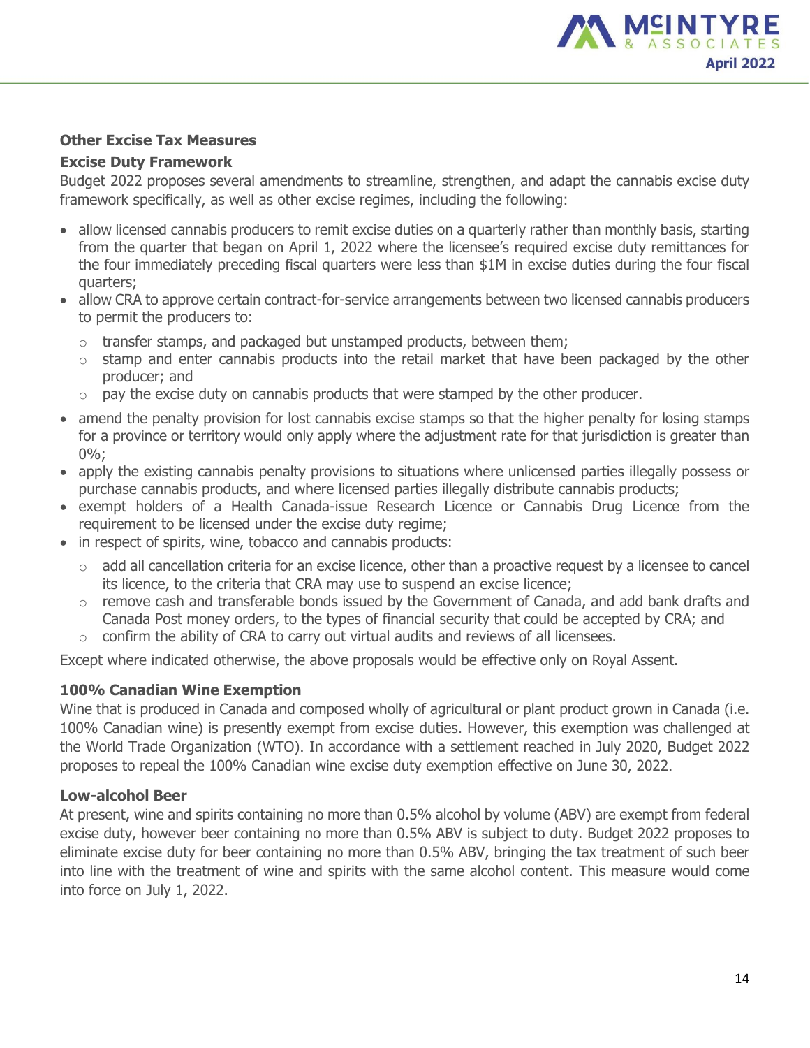## Other Excise Tax Measures

### Excise Duty Framework

Budget 2022 proposes several amendments to streamline, strengthen, and adapt the cannabis excise duty framework specifically, as well as other excise regimes, including the following:

- allow licensed cannabis producers to remit excise duties on a quarterly rather than monthly basis, starting from the quarter that began on April 1, 2022 where the licensee's required excise duty remittances for the four immediately preceding fiscal quarters were less than $1M in excise duties during the four fiscal quarters;
- allow CRA to approve certain contract-for-service arrangements between two licensed cannabis producers to permit the producers to:
  - transfer stamps, and packaged but unstamped products, between them;
  - stamp and enter cannabis products into the retail market that have been packaged by the other producer; and
  - pay the excise duty on cannabis products that were stamped by the other producer.
- amend the penalty provision for lost cannabis excise stamps so that the higher penalty for losing stamps for a province or territory would only apply where the adjustment rate for that jurisdiction is greater than 0%;
- apply the existing cannabis penalty provisions to situations where unlicensed parties illegally possess or purchase cannabis products, and where licensed parties illegally distribute cannabis products;
- exempt holders of a Health Canada-issue Research Licence or Cannabis Drug Licence from the requirement to be licensed under the excise duty regime;
- in respect of spirits, wine, tobacco and cannabis products:
  - add all cancellation criteria for an excise licence, other than a proactive request by a licensee to cancel its licence, to the criteria that CRA may use to suspend an excise licence;
  - remove cash and transferable bonds issued by the Government of Canada, and add bank drafts and Canada Post money orders, to the types of financial security that could be accepted by CRA; and
  - confirm the ability of CRA to carry out virtual audits and reviews of all licensees.

Except where indicated otherwise, the above proposals would be effective only on Royal Assent.

### 100% Canadian Wine Exemption

Wine that is produced in Canada and composed wholly of agricultural or plant product grown in Canada (i.e. 100% Canadian wine) is presently exempt from excise duties. However, this exemption was challenged at the World Trade Organization (WTO). In accordance with a settlement reached in July 2020, Budget 2022 proposes to repeal the 100% Canadian wine excise duty exemption effective on June 30, 2022.

### Low-alcohol Beer

At present, wine and spirits containing no more than 0.5% alcohol by volume (ABV) are exempt from federal excise duty, however beer containing no more than 0.5% ABV is subject to duty. Budget 2022 proposes to eliminate excise duty for beer containing no more than 0.5% ABV, bringing the tax treatment of such beer into line with the treatment of wine and spirits with the same alcohol content. This measure would come into force on July 1, 2022.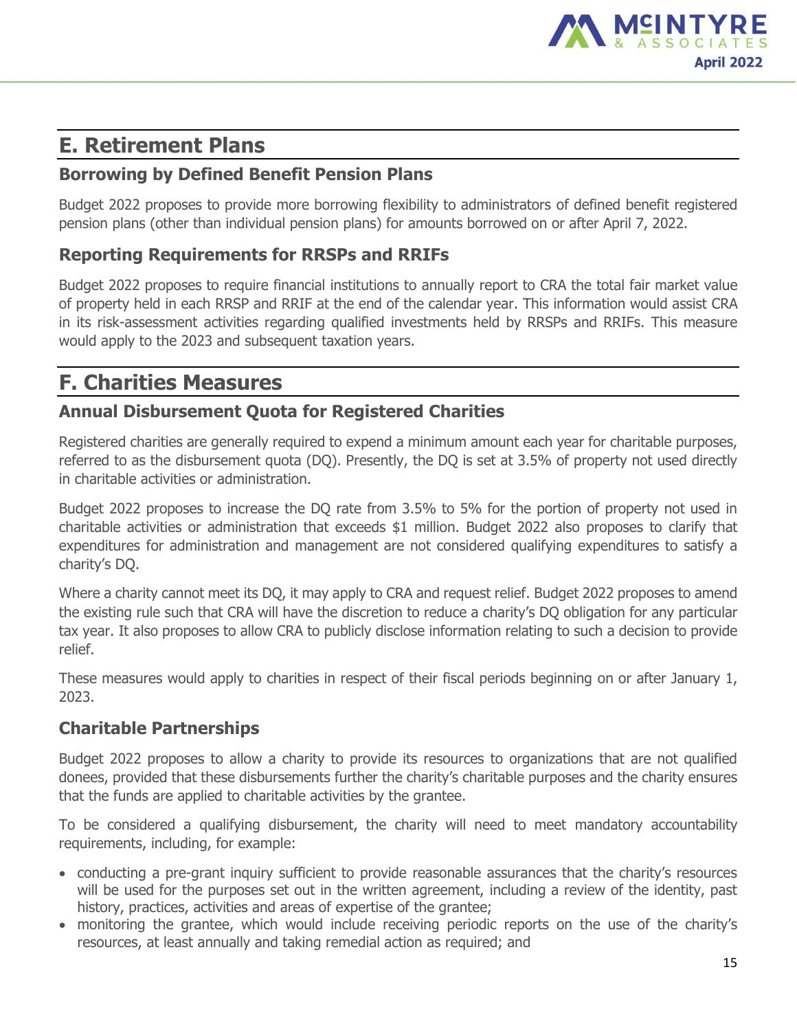## E. Retirement Plans

### Borrowing by Defined Benefit Pension Plans

Budget 2022 proposes to provide more borrowing flexibility to administrators of defined benefit registered pension plans (other than individual pension plans) for amounts borrowed on or after April 7, 2022.

### Reporting Requirements for RRSPs and RRIFs

Budget 2022 proposes to require financial institutions to annually report to CRA the total fair market value of property held in each RRSP and RRIF at the end of the calendar year. This information would assist CRA in its risk-assessment activities regarding qualified investments held by RRSPs and RRIFs. This measure would apply to the 2023 and subsequent taxation years.

## F. Charities Measures

### Annual Disbursement Quota for Registered Charities

Registered charities are generally required to expend a minimum amount each year for charitable purposes, referred to as the disbursement quota (DQ). Presently, the DQ is set at 3.5% of property not used directly in charitable activities or administration.

Budget 2022 proposes to increase the DQ rate from 3.5% to 5% for the portion of property not used in charitable activities or administration that exceeds $1 million. Budget 2022 also proposes to clarify that expenditures for administration and management are not considered qualifying expenditures to satisfy a charity's DQ.

Where a charity cannot meet its DQ, it may apply to CRA and request relief. Budget 2022 proposes to amend the existing rule such that CRA will have the discretion to reduce a charity's DQ obligation for any particular tax year. It also proposes to allow CRA to publicly disclose information relating to such a decision to provide relief.

These measures would apply to charities in respect of their fiscal periods beginning on or after January 1, 2023.

### Charitable Partnerships

Budget 2022 proposes to allow a charity to provide its resources to organizations that are not qualified donees, provided that these disbursements further the charity's charitable purposes and the charity ensures that the funds are applied to charitable activities by the grantee.

To be considered a qualifying disbursement, the charity will need to meet mandatory accountability requirements, including, for example:

- conducting a pre-grant inquiry sufficient to provide reasonable assurances that the charity's resources will be used for the purposes set out in the written agreement, including a review of the identity, past history, practices, activities and areas of expertise of the grantee;
- monitoring the grantee, which would include receiving periodic reports on the use of the charity's resources, at least annually and taking remedial action as required; and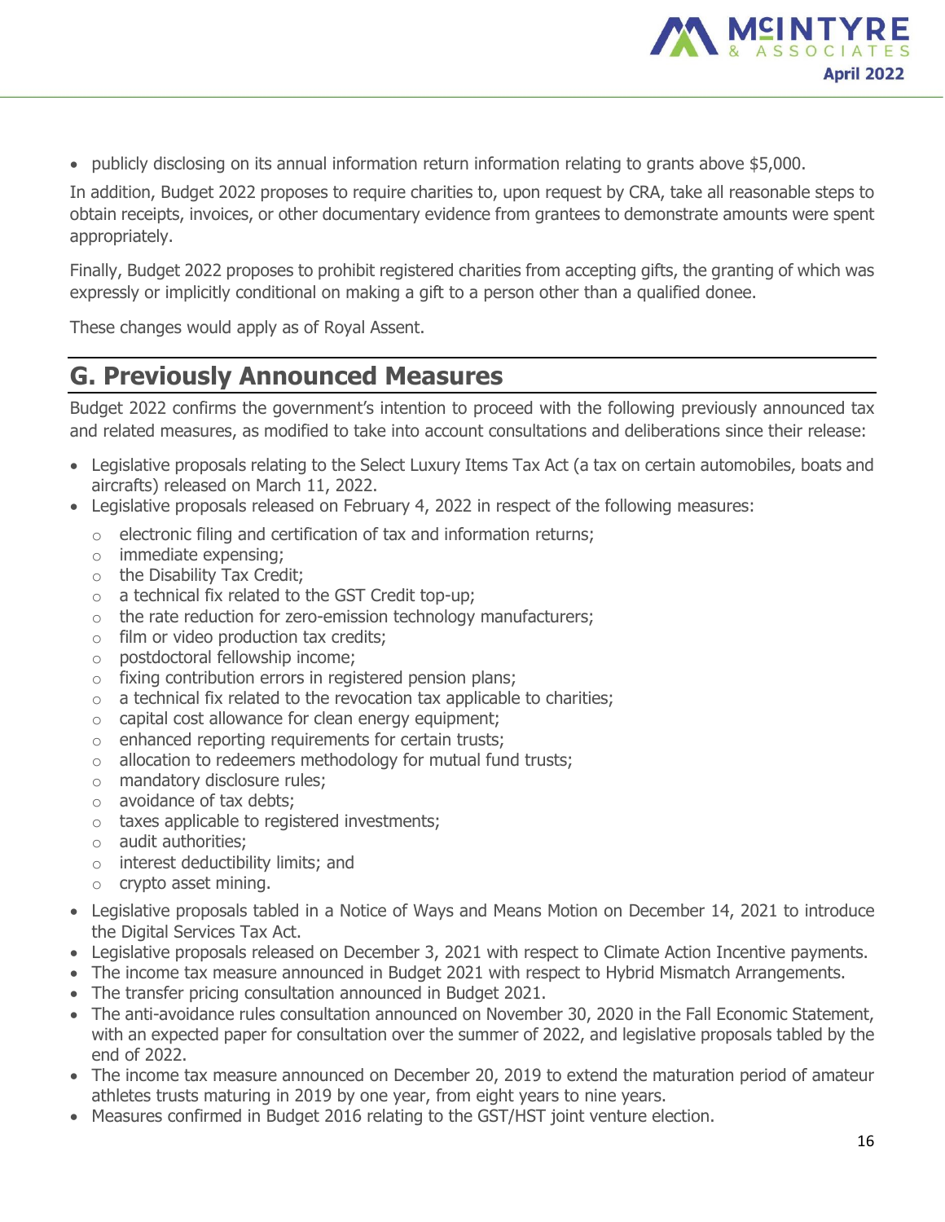- publicly disclosing on its annual information return information relating to grants above $5,000.

In addition, Budget 2022 proposes to require charities to, upon request by CRA, take all reasonable steps to obtain receipts, invoices, or other documentary evidence from grantees to demonstrate amounts were spent appropriately.

Finally, Budget 2022 proposes to prohibit registered charities from accepting gifts, the granting of which was expressly or implicitly conditional on making a gift to a person other than a qualified donee.

These changes would apply as of Royal Assent.

## G. Previously Announced Measures

Budget 2022 confirms the government's intention to proceed with the following previously announced tax and related measures, as modified to take into account consultations and deliberations since their release:

- Legislative proposals relating to the Select Luxury Items Tax Act (a tax on certain automobiles, boats and aircrafts) released on March 11, 2022.
- Legislative proposals released on February 4, 2022 in respect of the following measures:
  - electronic filing and certification of tax and information returns;
  - immediate expensing;
  - the Disability Tax Credit;
  - a technical fix related to the GST Credit top-up;
  - the rate reduction for zero-emission technology manufacturers;
  - film or video production tax credits;
  - postdoctoral fellowship income;
  - fixing contribution errors in registered pension plans;
  - a technical fix related to the revocation tax applicable to charities;
  - capital cost allowance for clean energy equipment;
  - enhanced reporting requirements for certain trusts;
  - allocation to redeemers methodology for mutual fund trusts;
  - mandatory disclosure rules;
  - avoidance of tax debts;
  - taxes applicable to registered investments;
  - audit authorities;
  - interest deductibility limits; and
  - crypto asset mining.
- Legislative proposals tabled in a Notice of Ways and Means Motion on December 14, 2021 to introduce the Digital Services Tax Act.
- Legislative proposals released on December 3, 2021 with respect to Climate Action Incentive payments.
- The income tax measure announced in Budget 2021 with respect to Hybrid Mismatch Arrangements.
- The transfer pricing consultation announced in Budget 2021.
- The anti-avoidance rules consultation announced on November 30, 2020 in the Fall Economic Statement, with an expected paper for consultation over the summer of 2022, and legislative proposals tabled by the end of 2022.
- The income tax measure announced on December 20, 2019 to extend the maturation period of amateur athletes trusts maturing in 2019 by one year, from eight years to nine years.
- Measures confirmed in Budget 2016 relating to the GST/HST joint venture election.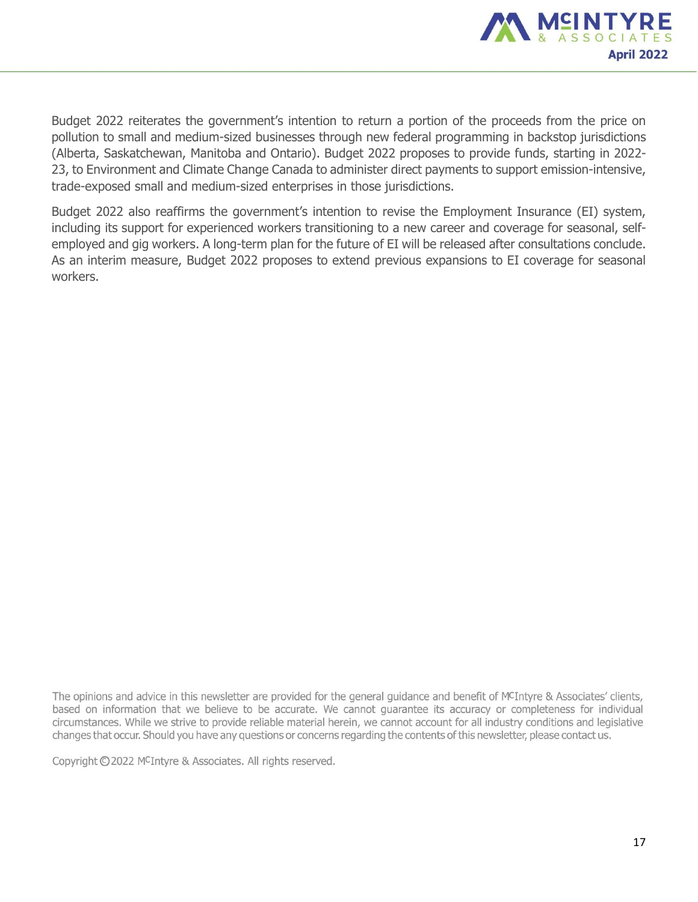Budget 2022 reiterates the government's intention to return a portion of the proceeds from the price on pollution to small and medium-sized businesses through new federal programming in backstop jurisdictions (Alberta, Saskatchewan, Manitoba and Ontario). Budget 2022 proposes to provide funds, starting in 2022-23, to Environment and Climate Change Canada to administer direct payments to support emission-intensive, trade-exposed small and medium-sized enterprises in those jurisdictions.

Budget 2022 also reaffirms the government's intention to revise the Employment Insurance (EI) system, including its support for experienced workers transitioning to a new career and coverage for seasonal, self-employed and gig workers. A long-term plan for the future of EI will be released after consultations conclude. As an interim measure, Budget 2022 proposes to extend previous expansions to EI coverage for seasonal workers.

The opinions and advice in this newsletter are provided for the general guidance and benefit of McIntyre & Associates' clients, based on information that we believe to be accurate. We cannot guarantee its accuracy or completeness for individual circumstances. While we strive to provide reliable material herein, we cannot account for all industry conditions and legislative changes that occur. Should you have any questions or concerns regarding the contents of this newsletter, please contact us.

Copyright © 2022 McIntyre & Associates. All rights reserved.